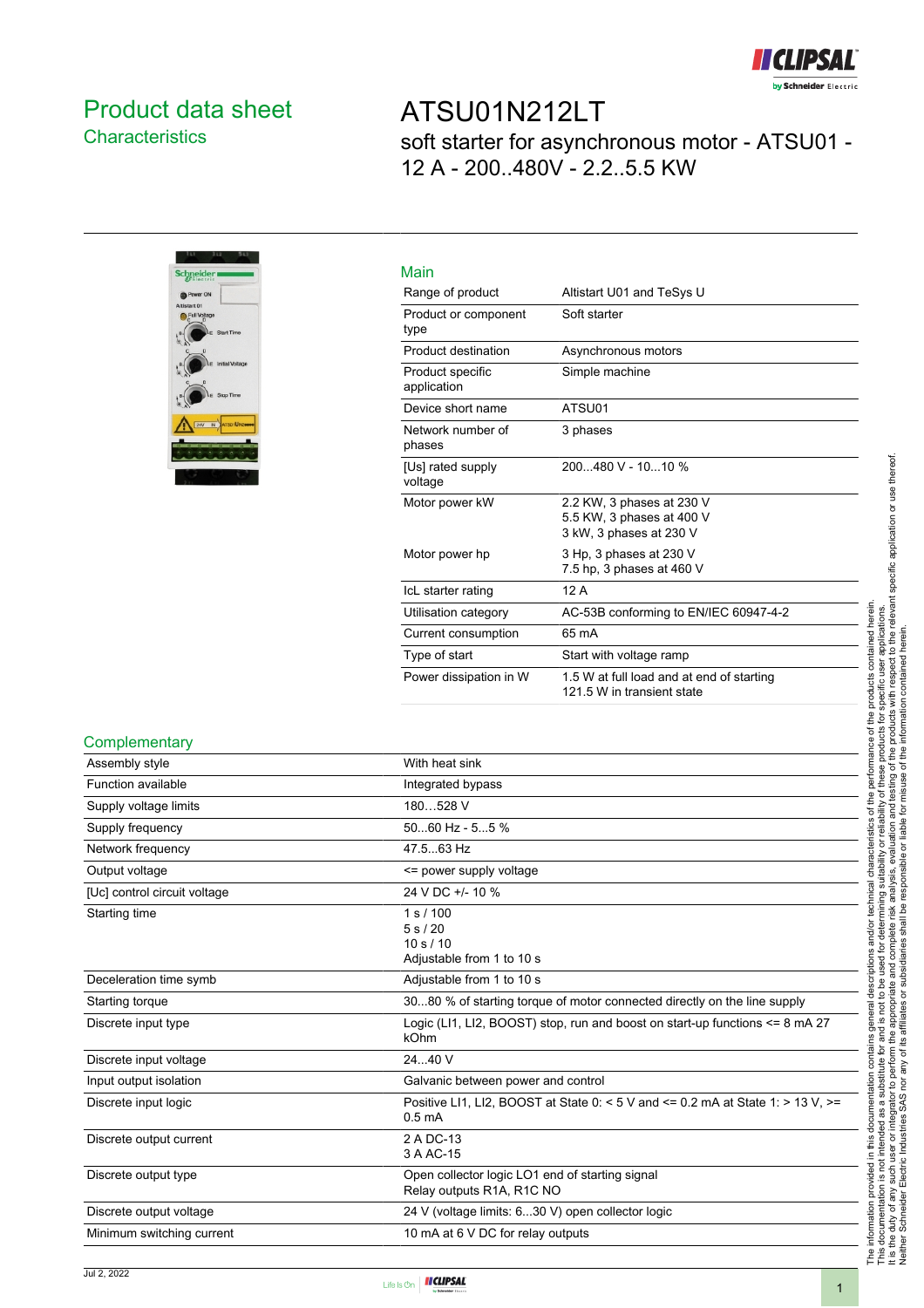# Product data sheet

## Characteristics

# ATSU01N212LT

soft starter for asynchronous motor - ATSU01 - 12 A - 200..480V - 2.2..5.5 KW

## Main

| | |
|---|---|
| Range of product | Altistart U01 and TeSys U |
| Product or component type | Soft starter |
| Product destination | Asynchronous motors |
| Product specific application | Simple machine |
| Device short name | ATSU01 |
| Network number of phases | 3 phases |
| [Us] rated supply voltage | 200...480 V - 10...10 % |
| Motor power kW | 2.2 KW, 3 phases at 230 V<br>5.5 KW, 3 phases at 400 V<br>3 kW, 3 phases at 230 V |
| Motor power hp | 3 Hp, 3 phases at 230 V<br>7.5 hp, 3 phases at 460 V |
| IcL starter rating | 12 A |
| Utilisation category | AC-53B conforming to EN/IEC 60947-4-2 |
| Current consumption | 65 mA |
| Type of start | Start with voltage ramp |
| Power dissipation in W | 1.5 W at full load and at end of starting<br>121.5 W in transient state |

## Complementary

| | |
|---|---|
| Assembly style | With heat sink |
| Function available | Integrated bypass |
| Supply voltage limits | 180…528 V |
| Supply frequency | 50...60 Hz - 5...5 % |
| Network frequency | 47.5...63 Hz |
| Output voltage | <= power supply voltage |
| [Uc] control circuit voltage | 24 V DC +/- 10 % |
| Starting time | 1 s / 100<br>5 s / 20<br>10 s / 10<br>Adjustable from 1 to 10 s |
| Deceleration time symb | Adjustable from 1 to 10 s |
| Starting torque | 30...80 % of starting torque of motor connected directly on the line supply |
| Discrete input type | Logic (LI1, LI2, BOOST) stop, run and boost on start-up functions <= 8 mA 27 kOhm |
| Discrete input voltage | 24...40 V |
| Input output isolation | Galvanic between power and control |
| Discrete input logic | Positive LI1, LI2, BOOST at State 0: < 5 V and <= 0.2 mA at State 1: > 13 V, >= 0.5 mA |
| Discrete output current | 2 A DC-13<br>3 A AC-15 |
| Discrete output type | Open collector logic LO1 end of starting signal<br>Relay outputs R1A, R1C NO |
| Discrete output voltage | 24 V (voltage limits: 6...30 V) open collector logic |
| Minimum switching current | 10 mA at 6 V DC for relay outputs |

The information provided in this documentation contains general descriptions and/or technical characteristics of the performance of the products contained herein.
This documentation is not intended as a substitute for and is not to be used for determining suitability or reliability of these products for specific user applications.
It is the duty of any such user or integrator to perform the appropriate and complete risk analysis, evaluation and testing of the products with respect to the relevant specific application or use thereof.
Neither Schneider Electric Industries SAS nor any of its affiliates or subsidiaries shall be responsible or liable for misuse of the information contained herein.

Jul 2, 2022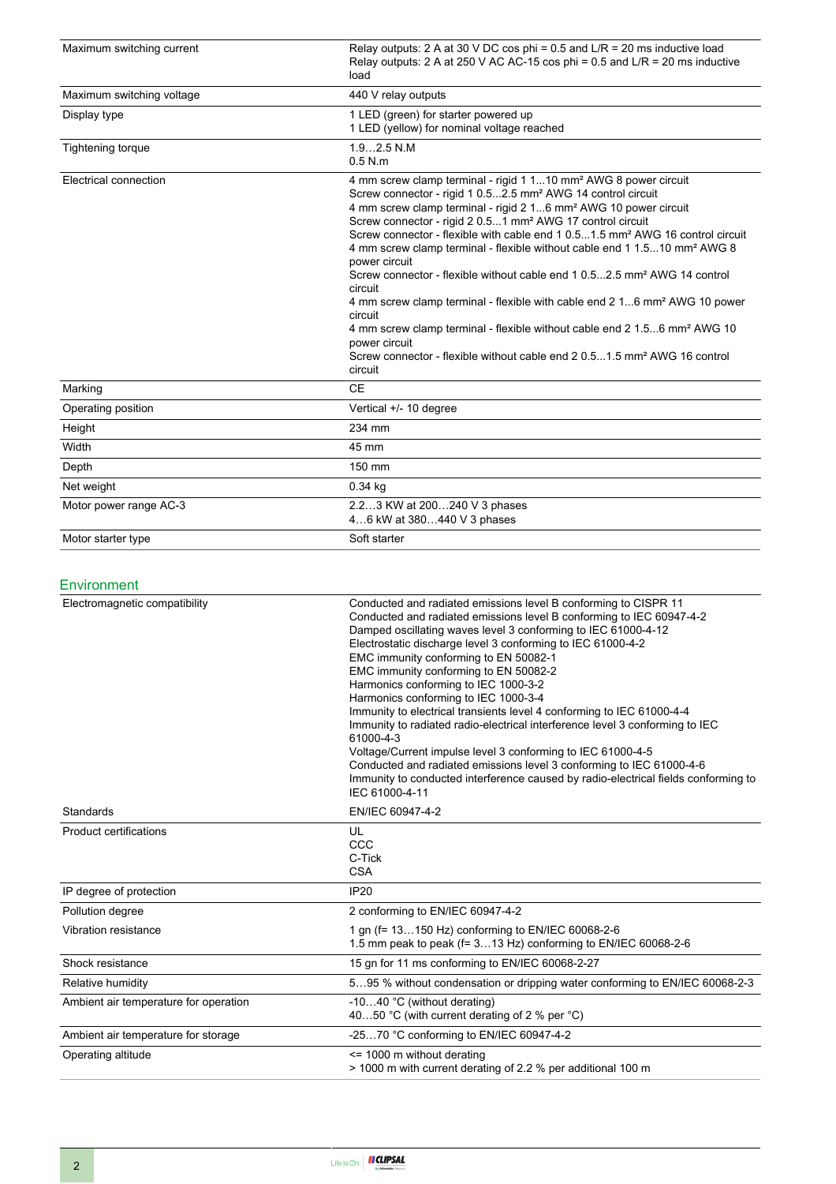| | |
|---|---|
| Maximum switching current | Relay outputs: 2 A at 30 V DC cos phi = 0.5 and L/R = 20 ms inductive load<br>Relay outputs: 2 A at 250 V AC AC-15 cos phi = 0.5 and L/R = 20 ms inductive load |
| Maximum switching voltage | 440 V relay outputs |
| Display type | 1 LED (green) for starter powered up<br>1 LED (yellow) for nominal voltage reached |
| Tightening torque | 1.9…2.5 N.M<br>0.5 N.m |
| Electrical connection | 4 mm screw clamp terminal - rigid 1 1...10 mm² AWG 8 power circuit<br>Screw connector - rigid 1 0.5...2.5 mm² AWG 14 control circuit<br>4 mm screw clamp terminal - rigid 2 1...6 mm² AWG 10 power circuit<br>Screw connector - rigid 2 0.5...1 mm² AWG 17 control circuit<br>Screw connector - flexible with cable end 1 0.5...1.5 mm² AWG 16 control circuit<br>4 mm screw clamp terminal - flexible without cable end 1 1.5...10 mm² AWG 8 power circuit<br>Screw connector - flexible without cable end 1 0.5...2.5 mm² AWG 14 control circuit<br>4 mm screw clamp terminal - flexible with cable end 2 1...6 mm² AWG 10 power circuit<br>4 mm screw clamp terminal - flexible without cable end 2 1.5...6 mm² AWG 10 power circuit<br>Screw connector - flexible without cable end 2 0.5...1.5 mm² AWG 16 control circuit |
| Marking | CE |
| Operating position | Vertical +/- 10 degree |
| Height | 234 mm |
| Width | 45 mm |
| Depth | 150 mm |
| Net weight | 0.34 kg |
| Motor power range AC-3 | 2.2…3 KW at 200…240 V 3 phases<br>4…6 kW at 380…440 V 3 phases |
| Motor starter type | Soft starter |

## Environment

| | |
|---|---|
| Electromagnetic compatibility | Conducted and radiated emissions level B conforming to CISPR 11<br>Conducted and radiated emissions level B conforming to IEC 60947-4-2<br>Damped oscillating waves level 3 conforming to IEC 61000-4-12<br>Electrostatic discharge level 3 conforming to IEC 61000-4-2<br>EMC immunity conforming to EN 50082-1<br>EMC immunity conforming to EN 50082-2<br>Harmonics conforming to IEC 1000-3-2<br>Harmonics conforming to IEC 1000-3-4<br>Immunity to electrical transients level 4 conforming to IEC 61000-4-4<br>Immunity to radiated radio-electrical interference level 3 conforming to IEC 61000-4-3<br>Voltage/Current impulse level 3 conforming to IEC 61000-4-5<br>Conducted and radiated emissions level 3 conforming to IEC 61000-4-6<br>Immunity to conducted interference caused by radio-electrical fields conforming to IEC 61000-4-11 |
| Standards | EN/IEC 60947-4-2 |
| Product certifications | UL<br>CCC<br>C-Tick<br>CSA |
| IP degree of protection | IP20 |
| Pollution degree | 2 conforming to EN/IEC 60947-4-2 |
| Vibration resistance | 1 gn (f= 13…150 Hz) conforming to EN/IEC 60068-2-6<br>1.5 mm peak to peak (f= 3…13 Hz) conforming to EN/IEC 60068-2-6 |
| Shock resistance | 15 gn for 11 ms conforming to EN/IEC 60068-2-27 |
| Relative humidity | 5…95 % without condensation or dripping water conforming to EN/IEC 60068-2-3 |
| Ambient air temperature for operation | -10…40 °C (without derating)<br>40…50 °C (with current derating of 2 % per °C) |
| Ambient air temperature for storage | -25…70 °C conforming to EN/IEC 60947-4-2 |
| Operating altitude | <= 1000 m without derating<br>> 1000 m with current derating of 2.2 % per additional 100 m |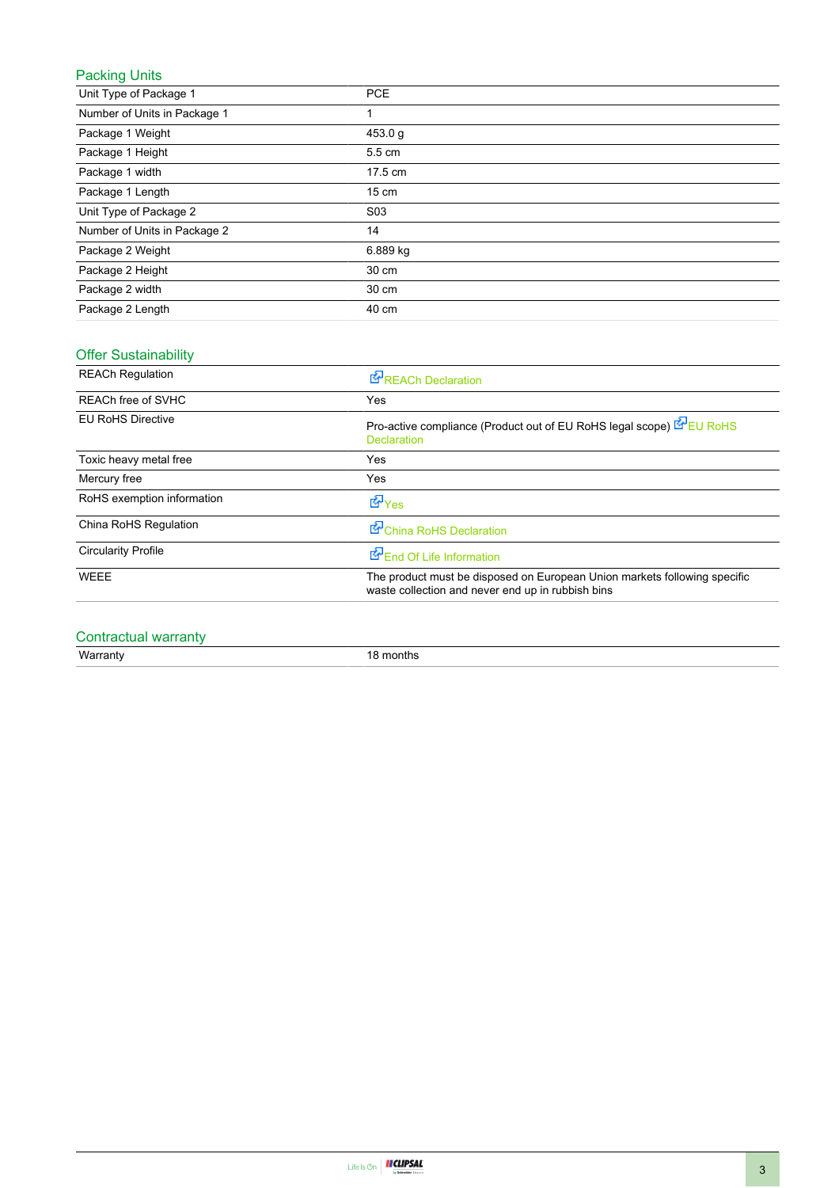## Packing Units

| | |
|---|---|
| Unit Type of Package 1 | PCE |
| Number of Units in Package 1 | 1 |
| Package 1 Weight | 453.0 g |
| Package 1 Height | 5.5 cm |
| Package 1 width | 17.5 cm |
| Package 1 Length | 15 cm |
| Unit Type of Package 2 | S03 |
| Number of Units in Package 2 | 14 |
| Package 2 Weight | 6.889 kg |
| Package 2 Height | 30 cm |
| Package 2 width | 30 cm |
| Package 2 Length | 40 cm |

## Offer Sustainability

| | |
|---|---|
| REACh Regulation | REACh Declaration |
| REACh free of SVHC | Yes |
| EU RoHS Directive | Pro-active compliance (Product out of EU RoHS legal scope) EU RoHS Declaration |
| Toxic heavy metal free | Yes |
| Mercury free | Yes |
| RoHS exemption information | Yes |
| China RoHS Regulation | China RoHS Declaration |
| Circularity Profile | End Of Life Information |
| WEEE | The product must be disposed on European Union markets following specific waste collection and never end up in rubbish bins |

## Contractual warranty

| | |
|---|---|
| Warranty | 18 months |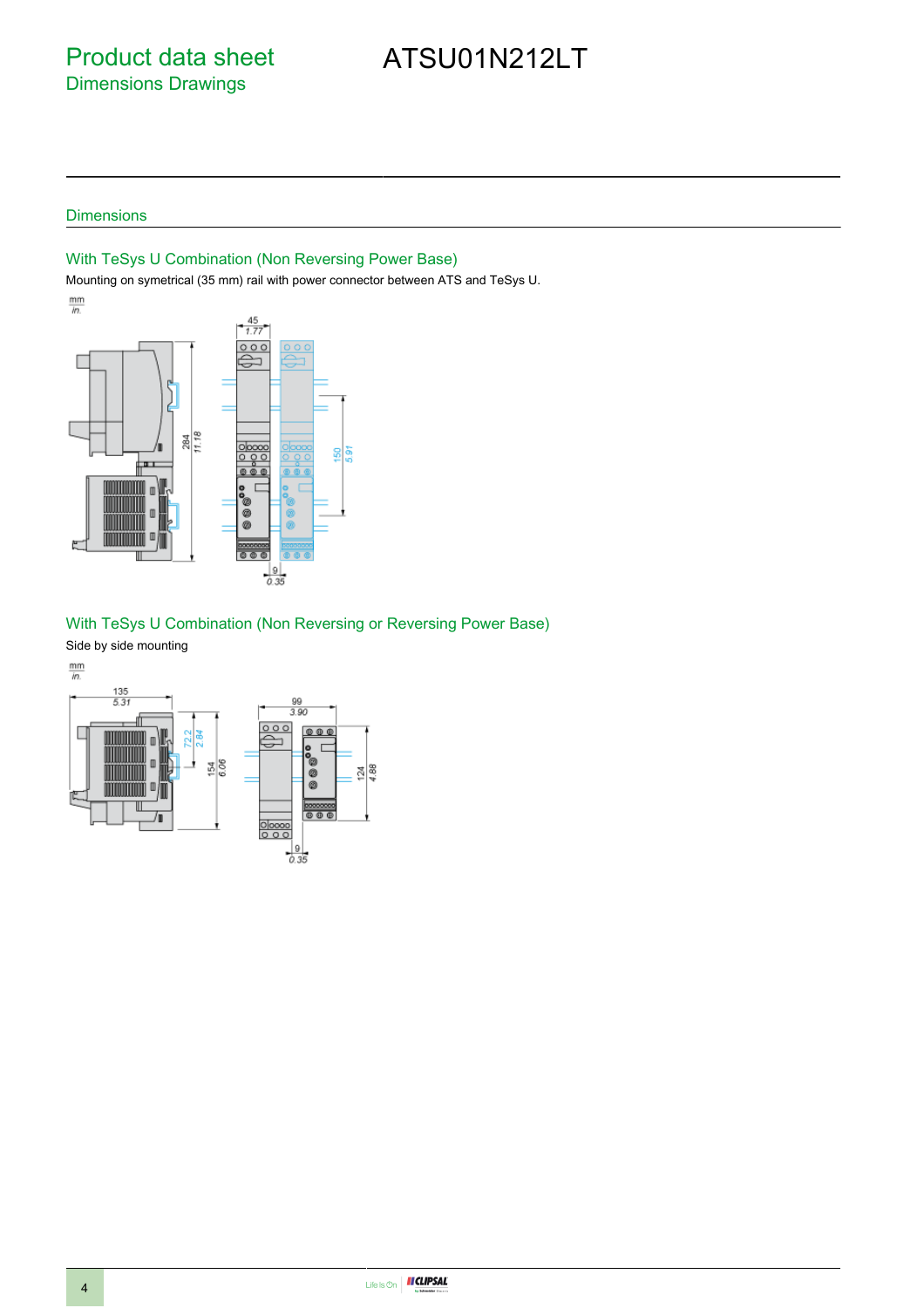# Product data sheet
## Dimensions Drawings

# ATSU01N212LT

## Dimensions

### With TeSys U Combination (Non Reversing Power Base)

Mounting on symetrical (35 mm) rail with power connector between ATS and TeSys U.

mm
in.

45
1.77

284
11.18

150
5.91

9
0.35

### With TeSys U Combination (Non Reversing or Reversing Power Base)

Side by side mounting

mm
in.

135
5.31

72.2
2.84

154
6.06

99
3.90

124
4.88

9
0.35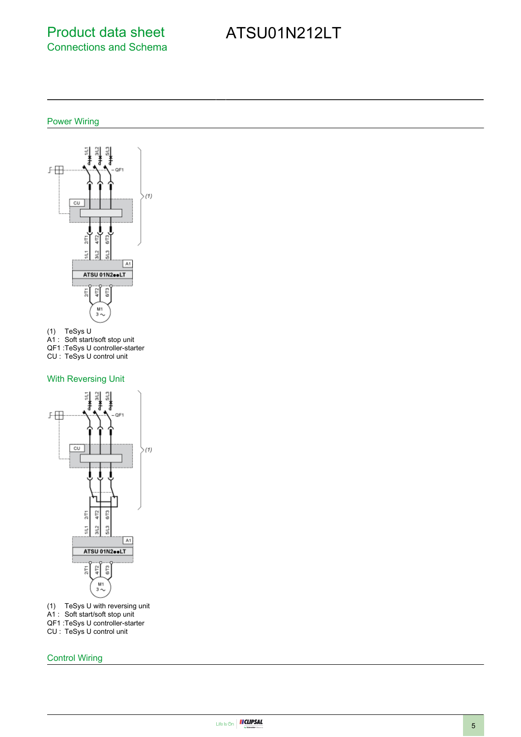# Product data sheet
## Connections and Schema

# ATSU01N212LT

## Power Wiring

(1) TeSys U
A1 : Soft start/soft stop unit
QF1 :TeSys U controller-starter
CU : TeSys U control unit

## With Reversing Unit

(1) TeSys U with reversing unit
A1 : Soft start/soft stop unit
QF1 :TeSys U controller-starter
CU : TeSys U control unit

## Control Wiring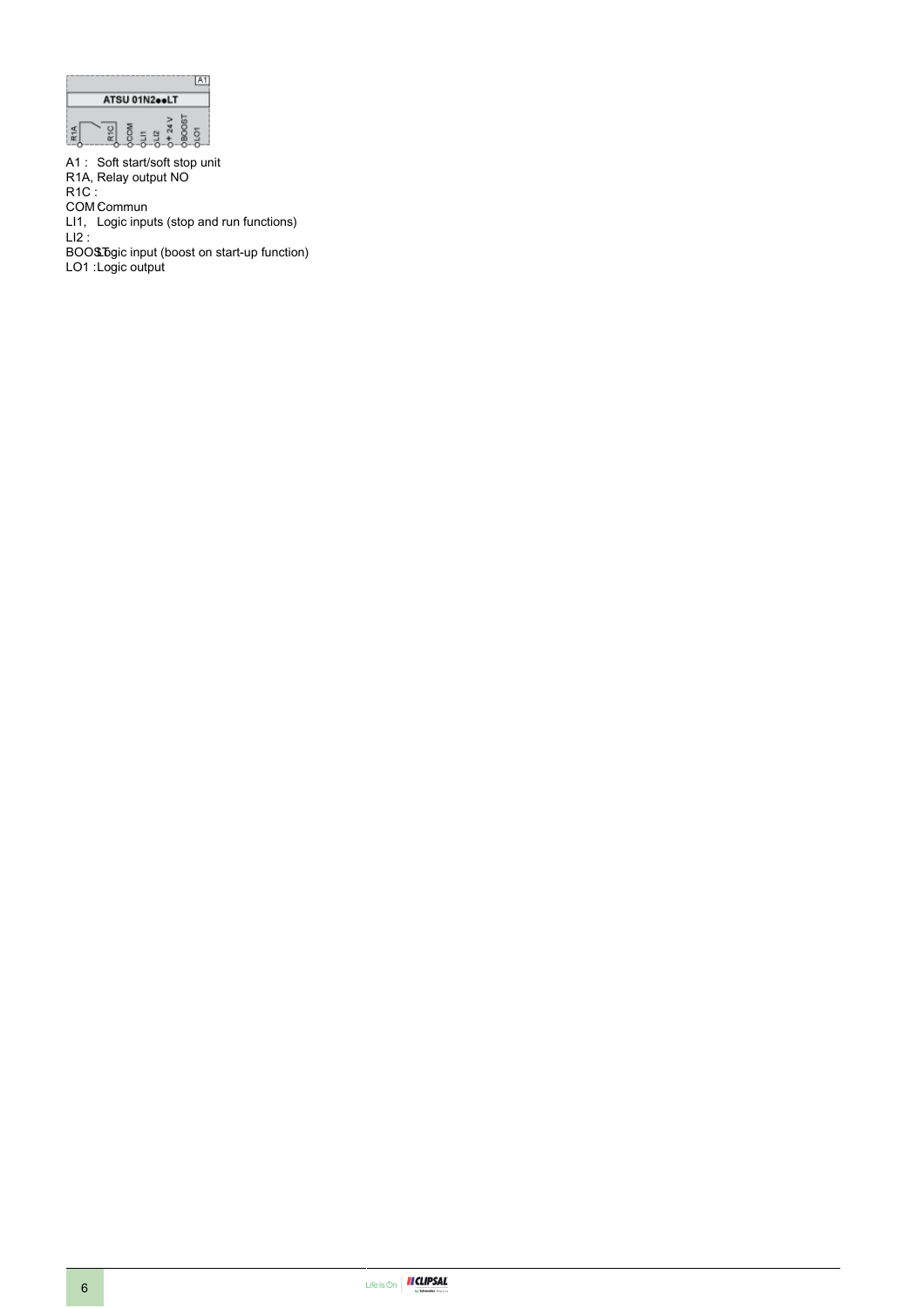A1 : Soft start/soft stop unit

R1A, R1C : Relay output NO

COM : Commun

LI1, LI2 : Logic inputs (stop and run functions)

BOOST : Logic input (boost on start-up function)

LO1 : Logic output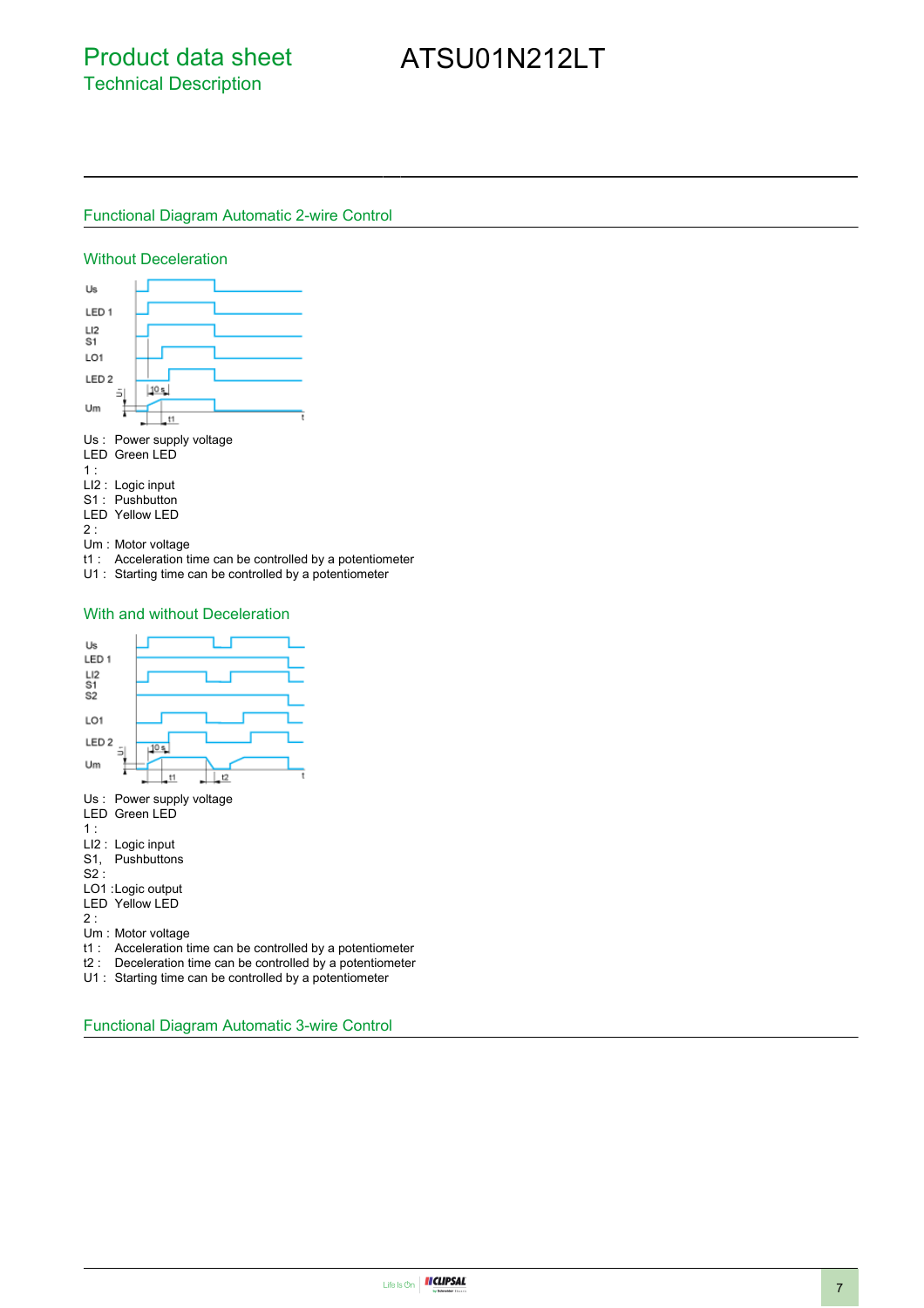## Functional Diagram Automatic 2-wire Control

### Without Deceleration

Us : Power supply voltage
LED 1 : Green LED
LI2 : Logic input
S1 : Pushbutton
LED 2 : Yellow LED
Um : Motor voltage
t1 : Acceleration time can be controlled by a potentiometer
U1 : Starting time can be controlled by a potentiometer

### With and without Deceleration

Us : Power supply voltage
LED 1 : Green LED
LI2 : Logic input
S1, S2 : Pushbuttons
LO1 :Logic output
LED 2 : Yellow LED
Um : Motor voltage
t1 : Acceleration time can be controlled by a potentiometer
t2 : Deceleration time can be controlled by a potentiometer
U1 : Starting time can be controlled by a potentiometer

## Functional Diagram Automatic 3-wire Control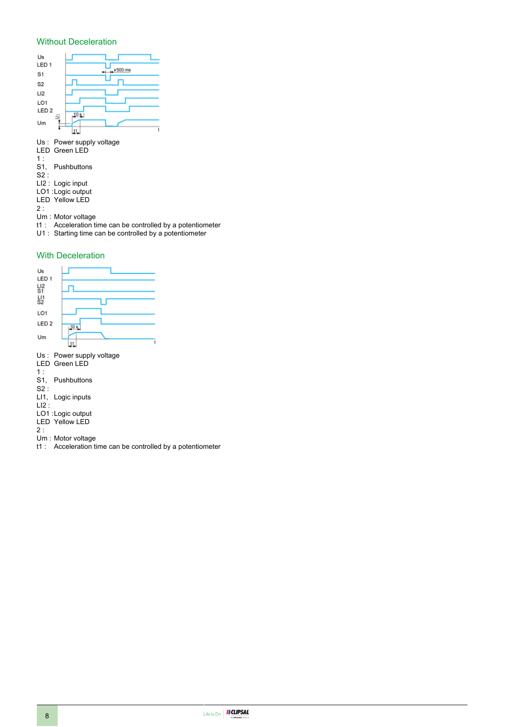## Without Deceleration

Us
LED 1
S1
S2
LI2
LO1
LED 2
Um
>500 ms
10 s
U1
t1
t

Us : Power supply voltage
LED 1 : Green LED
S1, S2 : Pushbuttons
LI2 : Logic input
LO1 : Logic output
LED 2 : Yellow LED
Um : Motor voltage
t1 : Acceleration time can be controlled by a potentiometer
U1 : Starting time can be controlled by a potentiometer

## With Deceleration

Us
LED 1
LI2
S1
LI1
S2
LO1
LED 2
Um
10 s
t1
t

Us : Power supply voltage
LED 1 : Green LED
S1, S2 : Pushbuttons
LI1, LI2 : Logic inputs
LO1 : Logic output
LED 2 : Yellow LED
Um : Motor voltage
t1 : Acceleration time can be controlled by a potentiometer